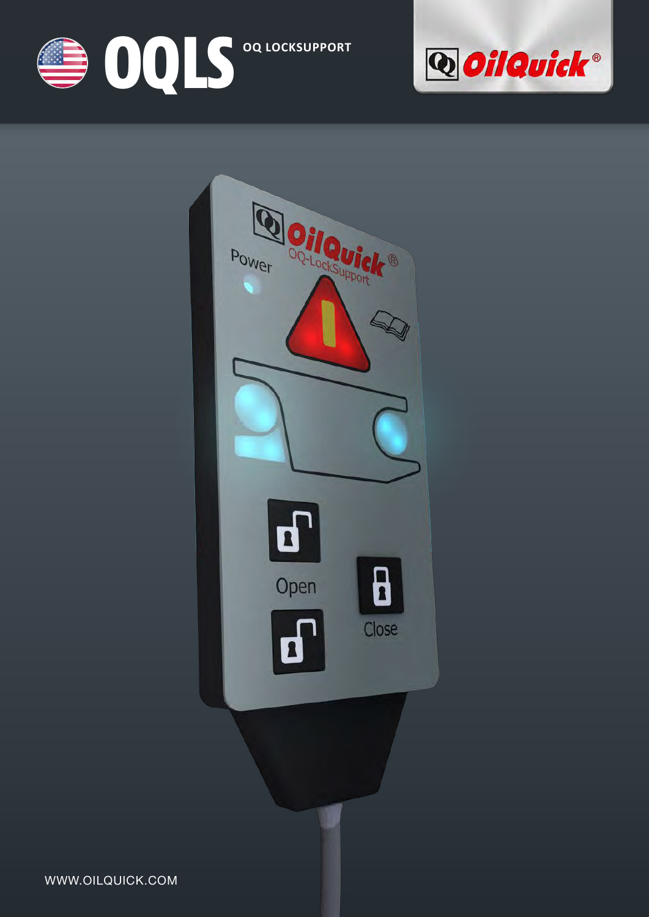# OQLS

OQ LOCKSUPPORT

WWW.OILQUICK.COM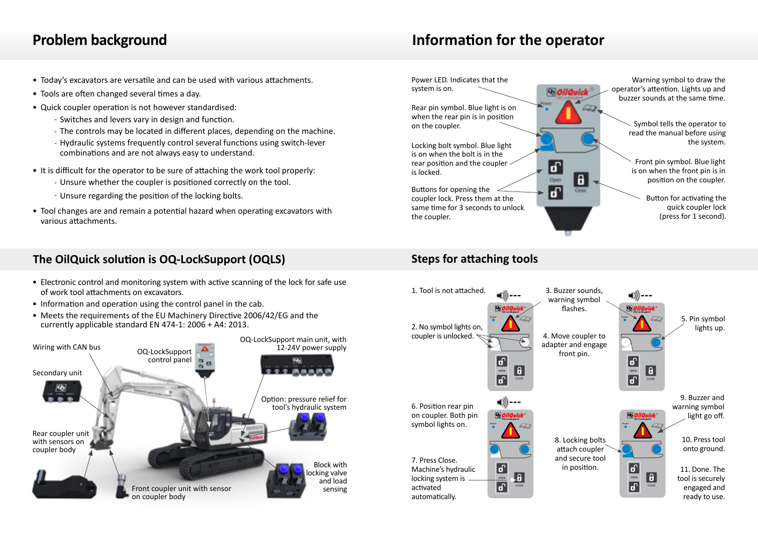## Problem background

- Today's excavators are versatile and can be used with various attachments.
- Tools are often changed several times a day.
- Quick coupler operation is not however standardised:
  - Switches and levers vary in design and function.
  - The controls may be located in different places, depending on the machine.
  - Hydraulic systems frequently control several functions using switch-lever combinations and are not always easy to understand.
- It is difficult for the operator to be sure of attaching the work tool properly:
  - Unsure whether the coupler is positioned correctly on the tool.
  - Unsure regarding the position of the locking bolts.
- Tool changes are and remain a potential hazard when operating excavators with various attachments.

## The OilQuick solution is OQ-LockSupport (OQLS)

- Electronic control and monitoring system with active scanning of the lock for safe use of work tool attachments on excavators.
- Information and operation using the control panel in the cab.
- Meets the requirements of the EU Machinery Directive 2006/42/EG and the currently applicable standard EN 474-1: 2006 + A4: 2013.

Wiring with CAN bus

OQ-LockSupport control panel

OQ-LockSupport main unit, with 12-24V power supply

Secondary unit

Option: pressure relief for tool's hydraulic system

Rear coupler unit with sensors on coupler body

Block with locking valve and load sensing

Front coupler unit with sensor on coupler body

## Information for the operator

Power LED. Indicates that the system is on.

Rear pin symbol. Blue light is on when the rear pin is in position on the coupler.

Locking bolt symbol. Blue light is on when the bolt is in the rear position and the coupler is locked.

Buttons for opening the coupler lock. Press them at the same time for 3 seconds to unlock the coupler.

Warning symbol to draw the operator's attention. Lights up and buzzer sounds at the same time.

Symbol tells the operator to read the manual before using the system.

Front pin symbol. Blue light is on when the front pin is in position on the coupler.

Button for activating the quick coupler lock (press for 1 second).

## Steps for attaching tools

1. Tool is not attached.
2. No symbol lights on, coupler is unlocked.
3. Buzzer sounds, warning symbol flashes.
4. Move coupler to adapter and engage front pin.
5. Pin symbol lights up.
6. Position rear pin on coupler. Both pin symbol lights on.
7. Press Close. Machine's hydraulic locking system is activated automatically.
8. Locking bolts attach coupler and secure tool in position.
9. Buzzer and warning symbol light go off.
10. Press tool onto ground.
11. Done. The tool is securely engaged and ready to use.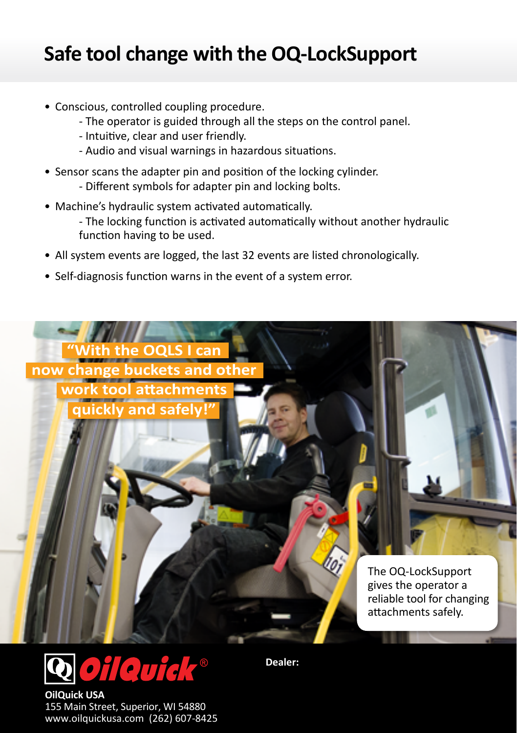# Safe tool change with the OQ-LockSupport

- Conscious, controlled coupling procedure.
  - The operator is guided through all the steps on the control panel.
  - Intuitive, clear and user friendly.
  - Audio and visual warnings in hazardous situations.
- Sensor scans the adapter pin and position of the locking cylinder.
  - Different symbols for adapter pin and locking bolts.
- Machine's hydraulic system activated automatically.
  - The locking function is activated automatically without another hydraulic function having to be used.
- All system events are logged, the last 32 events are listed chronologically.
- Self-diagnosis function warns in the event of a system error.

**"With the OQLS I can now change buckets and other work tool attachments quickly and safely!"**

The OQ-LockSupport gives the operator a reliable tool for changing attachments safely.

OilQuick®

**OilQuick USA**
155 Main Street, Superior, WI 54880
www.oilquickusa.com (262) 607-8425

**Dealer:**